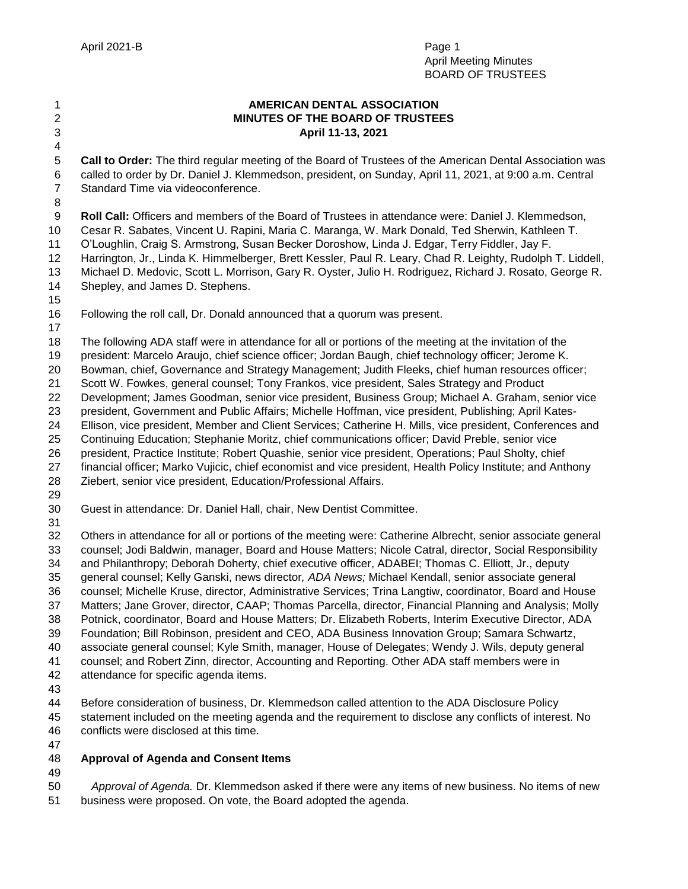# AMERICAN DENTAL ASSOCIATION
## MINUTES OF THE BOARD OF TRUSTEES
### April 11-13, 2021

**Call to Order:** The third regular meeting of the Board of Trustees of the American Dental Association was called to order by Dr. Daniel J. Klemmedson, president, on Sunday, April 11, 2021, at 9:00 a.m. Central Standard Time via videoconference.

**Roll Call:** Officers and members of the Board of Trustees in attendance were: Daniel J. Klemmedson, Cesar R. Sabates, Vincent U. Rapini, Maria C. Maranga, W. Mark Donald, Ted Sherwin, Kathleen T. O'Loughlin, Craig S. Armstrong, Susan Becker Doroshow, Linda J. Edgar, Terry Fiddler, Jay F. Harrington, Jr., Linda K. Himmelberger, Brett Kessler, Paul R. Leary, Chad R. Leighty, Rudolph T. Liddell, Michael D. Medovic, Scott L. Morrison, Gary R. Oyster, Julio H. Rodriguez, Richard J. Rosato, George R. Shepley, and James D. Stephens.

Following the roll call, Dr. Donald announced that a quorum was present.

The following ADA staff were in attendance for all or portions of the meeting at the invitation of the president: Marcelo Araujo, chief science officer; Jordan Baugh, chief technology officer; Jerome K. Bowman, chief, Governance and Strategy Management; Judith Fleeks, chief human resources officer; Scott W. Fowkes, general counsel; Tony Frankos, vice president, Sales Strategy and Product Development; James Goodman, senior vice president, Business Group; Michael A. Graham, senior vice president, Government and Public Affairs; Michelle Hoffman, vice president, Publishing; April Kates-Ellison, vice president, Member and Client Services; Catherine H. Mills, vice president, Conferences and Continuing Education; Stephanie Moritz, chief communications officer; David Preble, senior vice president, Practice Institute; Robert Quashie, senior vice president, Operations; Paul Sholty, chief financial officer; Marko Vujicic, chief economist and vice president, Health Policy Institute; and Anthony Ziebert, senior vice president, Education/Professional Affairs.

Guest in attendance: Dr. Daniel Hall, chair, New Dentist Committee.

Others in attendance for all or portions of the meeting were: Catherine Albrecht, senior associate general counsel; Jodi Baldwin, manager, Board and House Matters; Nicole Catral, director, Social Responsibility and Philanthropy; Deborah Doherty, chief executive officer, ADABEI; Thomas C. Elliott, Jr., deputy general counsel; Kelly Ganski, news director*, ADA News;* Michael Kendall, senior associate general counsel; Michelle Kruse, director, Administrative Services; Trina Langtiw, coordinator, Board and House Matters; Jane Grover, director, CAAP; Thomas Parcella, director, Financial Planning and Analysis; Molly Potnick, coordinator, Board and House Matters; Dr. Elizabeth Roberts, Interim Executive Director, ADA Foundation; Bill Robinson, president and CEO, ADA Business Innovation Group; Samara Schwartz, associate general counsel; Kyle Smith, manager, House of Delegates; Wendy J. Wils, deputy general counsel; and Robert Zinn, director, Accounting and Reporting. Other ADA staff members were in attendance for specific agenda items.

Before consideration of business, Dr. Klemmedson called attention to the ADA Disclosure Policy statement included on the meeting agenda and the requirement to disclose any conflicts of interest. No conflicts were disclosed at this time.

**Approval of Agenda and Consent Items**

*Approval of Agenda.* Dr. Klemmedson asked if there were any items of new business. No items of new business were proposed. On vote, the Board adopted the agenda.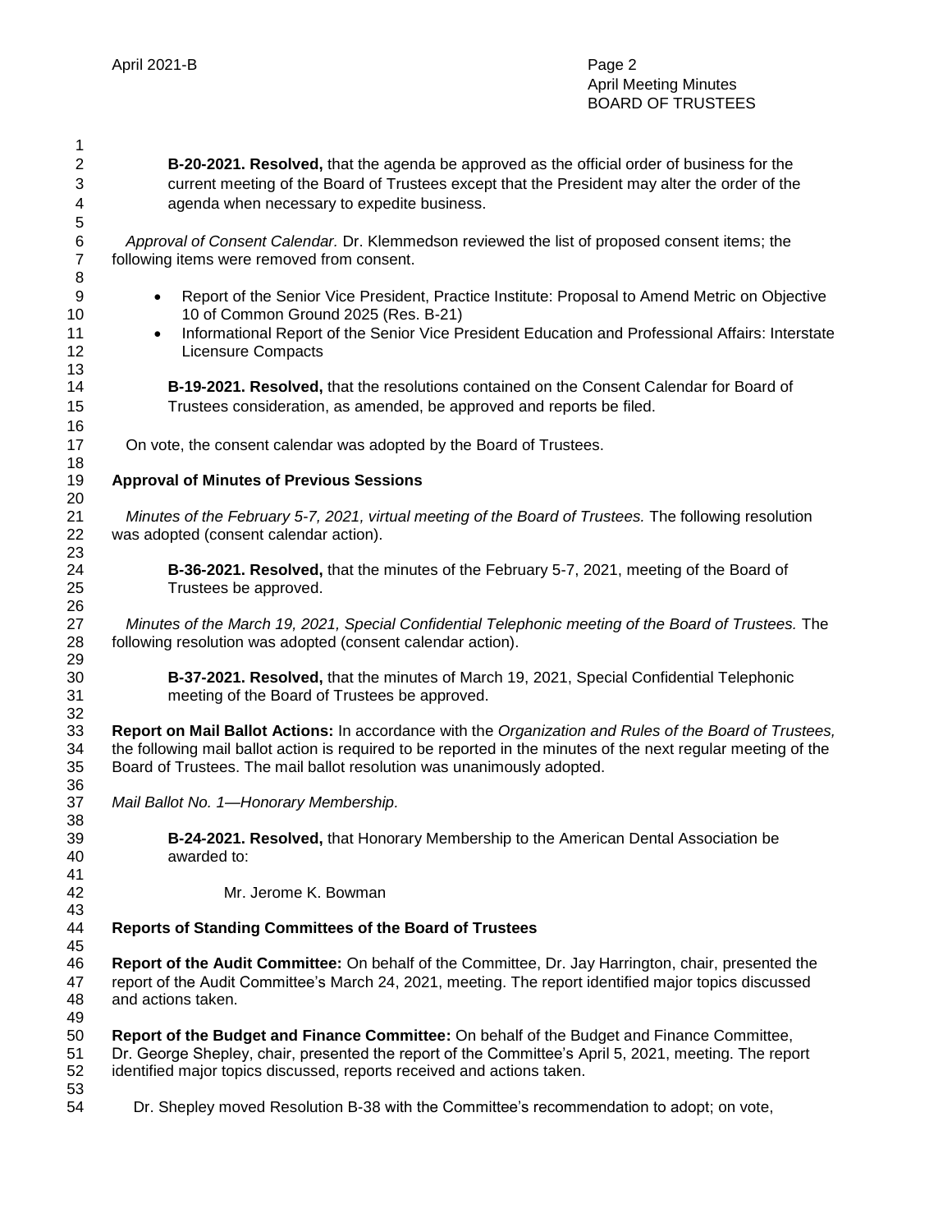**B-20-2021. Resolved,** that the agenda be approved as the official order of business for the current meeting of the Board of Trustees except that the President may alter the order of the agenda when necessary to expedite business.

*Approval of Consent Calendar.* Dr. Klemmedson reviewed the list of proposed consent items; the following items were removed from consent.

- Report of the Senior Vice President, Practice Institute: Proposal to Amend Metric on Objective 10 of Common Ground 2025 (Res. B-21)
- Informational Report of the Senior Vice President Education and Professional Affairs: Interstate Licensure Compacts

**B-19-2021. Resolved,** that the resolutions contained on the Consent Calendar for Board of Trustees consideration, as amended, be approved and reports be filed.

On vote, the consent calendar was adopted by the Board of Trustees.

**Approval of Minutes of Previous Sessions**

*Minutes of the February 5-7, 2021, virtual meeting of the Board of Trustees.* The following resolution was adopted (consent calendar action).

**B-36-2021. Resolved,** that the minutes of the February 5-7, 2021, meeting of the Board of Trustees be approved.

*Minutes of the March 19, 2021, Special Confidential Telephonic meeting of the Board of Trustees.* The following resolution was adopted (consent calendar action).

**B-37-2021. Resolved,** that the minutes of March 19, 2021, Special Confidential Telephonic meeting of the Board of Trustees be approved.

**Report on Mail Ballot Actions:** In accordance with the *Organization and Rules of the Board of Trustees,* the following mail ballot action is required to be reported in the minutes of the next regular meeting of the Board of Trustees. The mail ballot resolution was unanimously adopted.

*Mail Ballot No. 1—Honorary Membership.*

**B-24-2021. Resolved,** that Honorary Membership to the American Dental Association be awarded to:

Mr. Jerome K. Bowman

**Reports of Standing Committees of the Board of Trustees**

**Report of the Audit Committee:** On behalf of the Committee, Dr. Jay Harrington, chair, presented the report of the Audit Committee's March 24, 2021, meeting. The report identified major topics discussed and actions taken.

**Report of the Budget and Finance Committee:** On behalf of the Budget and Finance Committee, Dr. George Shepley, chair, presented the report of the Committee's April 5, 2021, meeting. The report identified major topics discussed, reports received and actions taken.

Dr. Shepley moved Resolution B-38 with the Committee's recommendation to adopt; on vote,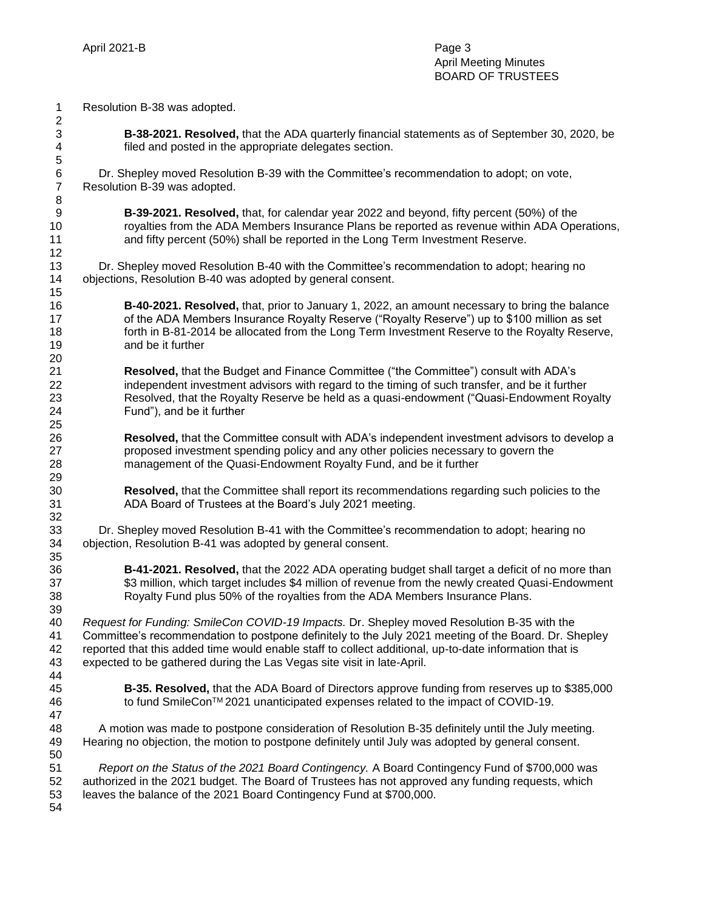Resolution B-38 was adopted.

> **B-38-2021. Resolved,** that the ADA quarterly financial statements as of September 30, 2020, be filed and posted in the appropriate delegates section.

Dr. Shepley moved Resolution B-39 with the Committee's recommendation to adopt; on vote, Resolution B-39 was adopted.

> **B-39-2021. Resolved,** that, for calendar year 2022 and beyond, fifty percent (50%) of the royalties from the ADA Members Insurance Plans be reported as revenue within ADA Operations, and fifty percent (50%) shall be reported in the Long Term Investment Reserve.

Dr. Shepley moved Resolution B-40 with the Committee's recommendation to adopt; hearing no objections, Resolution B-40 was adopted by general consent.

> **B-40-2021. Resolved,** that, prior to January 1, 2022, an amount necessary to bring the balance of the ADA Members Insurance Royalty Reserve ("Royalty Reserve") up to $100 million as set forth in B-81-2014 be allocated from the Long Term Investment Reserve to the Royalty Reserve, and be it further
>
> **Resolved,** that the Budget and Finance Committee ("the Committee") consult with ADA's independent investment advisors with regard to the timing of such transfer, and be it further Resolved, that the Royalty Reserve be held as a quasi-endowment ("Quasi-Endowment Royalty Fund"), and be it further
>
> **Resolved,** that the Committee consult with ADA's independent investment advisors to develop a proposed investment spending policy and any other policies necessary to govern the management of the Quasi-Endowment Royalty Fund, and be it further
>
> **Resolved,** that the Committee shall report its recommendations regarding such policies to the ADA Board of Trustees at the Board's July 2021 meeting.

Dr. Shepley moved Resolution B-41 with the Committee's recommendation to adopt; hearing no objection, Resolution B-41 was adopted by general consent.

> **B-41-2021. Resolved,** that the 2022 ADA operating budget shall target a deficit of no more than $3 million, which target includes $4 million of revenue from the newly created Quasi-Endowment Royalty Fund plus 50% of the royalties from the ADA Members Insurance Plans.

*Request for Funding: SmileCon COVID-19 Impacts.* Dr. Shepley moved Resolution B-35 with the Committee's recommendation to postpone definitely to the July 2021 meeting of the Board. Dr. Shepley reported that this added time would enable staff to collect additional, up-to-date information that is expected to be gathered during the Las Vegas site visit in late-April.

> **B-35. Resolved,** that the ADA Board of Directors approve funding from reserves up to $385,000 to fund SmileCon™ 2021 unanticipated expenses related to the impact of COVID-19.

A motion was made to postpone consideration of Resolution B-35 definitely until the July meeting. Hearing no objection, the motion to postpone definitely until July was adopted by general consent.

*Report on the Status of the 2021 Board Contingency.* A Board Contingency Fund of $700,000 was authorized in the 2021 budget. The Board of Trustees has not approved any funding requests, which leaves the balance of the 2021 Board Contingency Fund at $700,000.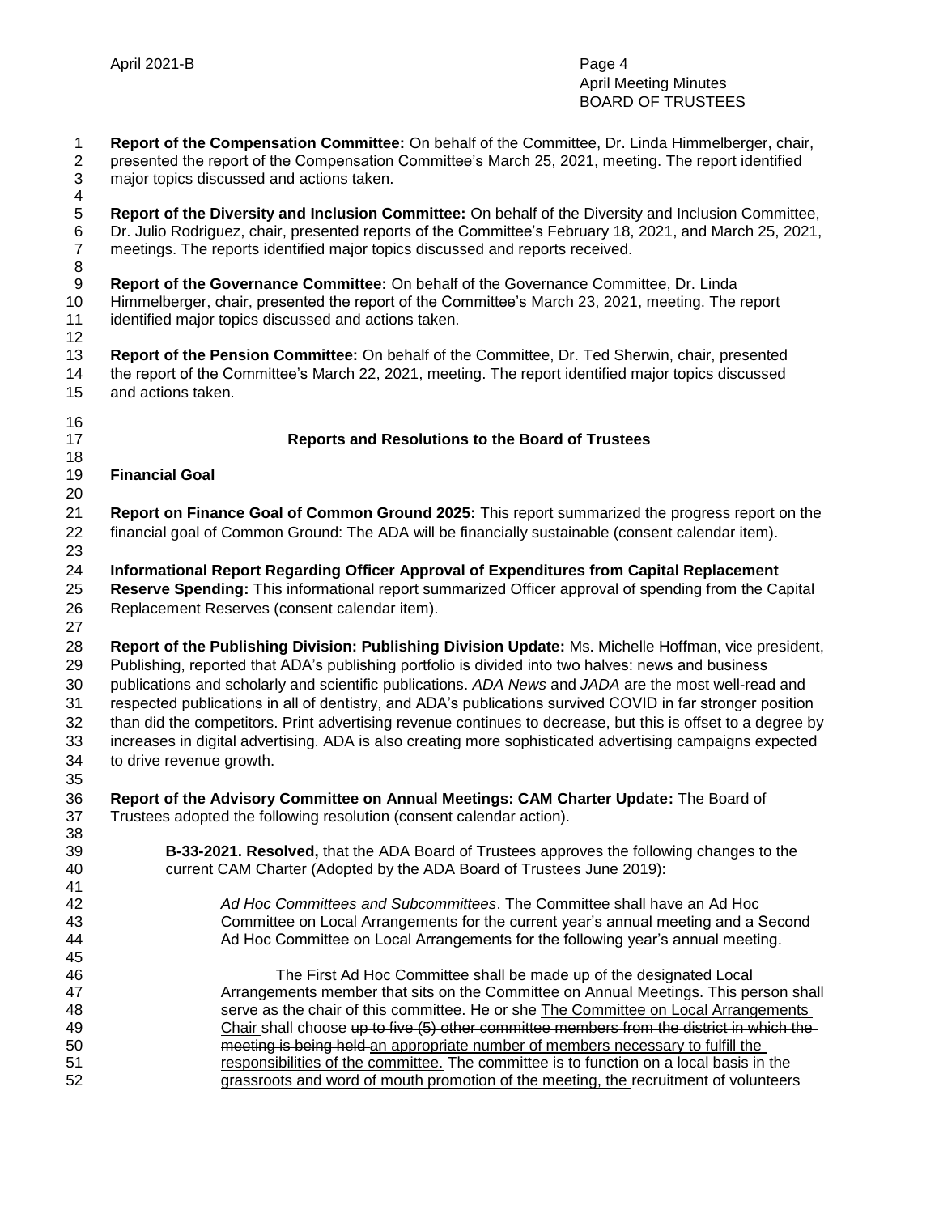**Report of the Compensation Committee:** On behalf of the Committee, Dr. Linda Himmelberger, chair, presented the report of the Compensation Committee's March 25, 2021, meeting. The report identified major topics discussed and actions taken.

**Report of the Diversity and Inclusion Committee:** On behalf of the Diversity and Inclusion Committee, Dr. Julio Rodriguez, chair, presented reports of the Committee's February 18, 2021, and March 25, 2021, meetings. The reports identified major topics discussed and reports received.

**Report of the Governance Committee:** On behalf of the Governance Committee, Dr. Linda Himmelberger, chair, presented the report of the Committee's March 23, 2021, meeting. The report identified major topics discussed and actions taken.

**Report of the Pension Committee:** On behalf of the Committee, Dr. Ted Sherwin, chair, presented the report of the Committee's March 22, 2021, meeting. The report identified major topics discussed and actions taken.

## Reports and Resolutions to the Board of Trustees

### Financial Goal

**Report on Finance Goal of Common Ground 2025:** This report summarized the progress report on the financial goal of Common Ground: The ADA will be financially sustainable (consent calendar item).

**Informational Report Regarding Officer Approval of Expenditures from Capital Replacement Reserve Spending:** This informational report summarized Officer approval of spending from the Capital Replacement Reserves (consent calendar item).

**Report of the Publishing Division: Publishing Division Update:** Ms. Michelle Hoffman, vice president, Publishing, reported that ADA's publishing portfolio is divided into two halves: news and business publications and scholarly and scientific publications. *ADA News* and *JADA* are the most well-read and respected publications in all of dentistry, and ADA's publications survived COVID in far stronger position than did the competitors. Print advertising revenue continues to decrease, but this is offset to a degree by increases in digital advertising. ADA is also creating more sophisticated advertising campaigns expected to drive revenue growth.

**Report of the Advisory Committee on Annual Meetings: CAM Charter Update:** The Board of Trustees adopted the following resolution (consent calendar action).

> **B-33-2021. Resolved,** that the ADA Board of Trustees approves the following changes to the current CAM Charter (Adopted by the ADA Board of Trustees June 2019):
>
> > *Ad Hoc Committees and Subcommittees*. The Committee shall have an Ad Hoc Committee on Local Arrangements for the current year's annual meeting and a Second Ad Hoc Committee on Local Arrangements for the following year's annual meeting.
> >
> > The First Ad Hoc Committee shall be made up of the designated Local Arrangements member that sits on the Committee on Annual Meetings. This person shall serve as the chair of this committee. ~~He or she~~ <u>The Committee on Local Arrangements Chair</u> shall choose ~~up to five (5) other committee members from the district in which the meeting is being held~~ <u>an appropriate number of members necessary to fulfill the responsibilities of the committee.</u> The committee is to function on a local basis in the <u>grassroots and word of mouth promotion of the meeting, the</u> recruitment of volunteers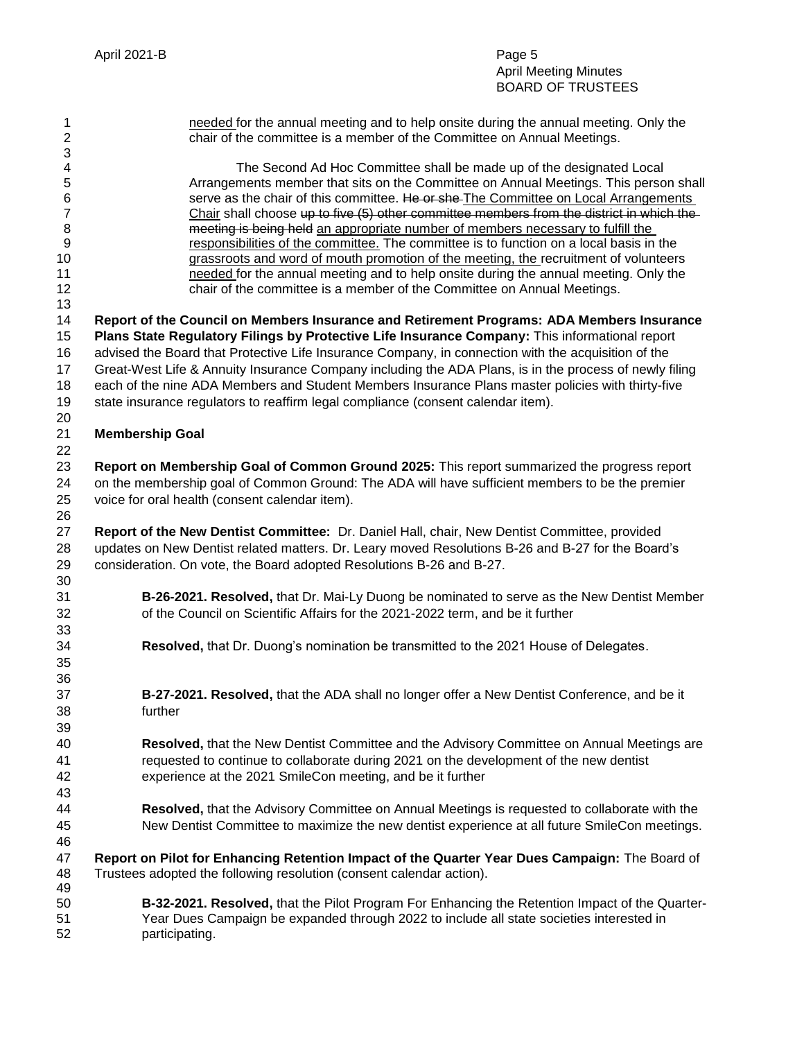needed for the annual meeting and to help onsite during the annual meeting. Only the chair of the committee is a member of the Committee on Annual Meetings.

The Second Ad Hoc Committee shall be made up of the designated Local Arrangements member that sits on the Committee on Annual Meetings. This person shall serve as the chair of this committee. ~~He or she~~ The Committee on Local Arrangements Chair shall choose ~~up to five (5) other committee members from the district in which the meeting is being held~~ an appropriate number of members necessary to fulfill the responsibilities of the committee. The committee is to function on a local basis in the grassroots and word of mouth promotion of the meeting, the recruitment of volunteers needed for the annual meeting and to help onsite during the annual meeting. Only the chair of the committee is a member of the Committee on Annual Meetings.

**Report of the Council on Members Insurance and Retirement Programs: ADA Members Insurance Plans State Regulatory Filings by Protective Life Insurance Company:** This informational report advised the Board that Protective Life Insurance Company, in connection with the acquisition of the Great-West Life & Annuity Insurance Company including the ADA Plans, is in the process of newly filing each of the nine ADA Members and Student Members Insurance Plans master policies with thirty-five state insurance regulators to reaffirm legal compliance (consent calendar item).

**Membership Goal**

**Report on Membership Goal of Common Ground 2025:** This report summarized the progress report on the membership goal of Common Ground: The ADA will have sufficient members to be the premier voice for oral health (consent calendar item).

**Report of the New Dentist Committee:** Dr. Daniel Hall, chair, New Dentist Committee, provided updates on New Dentist related matters. Dr. Leary moved Resolutions B-26 and B-27 for the Board's consideration. On vote, the Board adopted Resolutions B-26 and B-27.

**B-26-2021. Resolved,** that Dr. Mai-Ly Duong be nominated to serve as the New Dentist Member of the Council on Scientific Affairs for the 2021-2022 term, and be it further

**Resolved,** that Dr. Duong's nomination be transmitted to the 2021 House of Delegates.

**B-27-2021. Resolved,** that the ADA shall no longer offer a New Dentist Conference, and be it further

**Resolved,** that the New Dentist Committee and the Advisory Committee on Annual Meetings are requested to continue to collaborate during 2021 on the development of the new dentist experience at the 2021 SmileCon meeting, and be it further

**Resolved,** that the Advisory Committee on Annual Meetings is requested to collaborate with the New Dentist Committee to maximize the new dentist experience at all future SmileCon meetings.

**Report on Pilot for Enhancing Retention Impact of the Quarter Year Dues Campaign:** The Board of Trustees adopted the following resolution (consent calendar action).

**B-32-2021. Resolved,** that the Pilot Program For Enhancing the Retention Impact of the Quarter-Year Dues Campaign be expanded through 2022 to include all state societies interested in participating.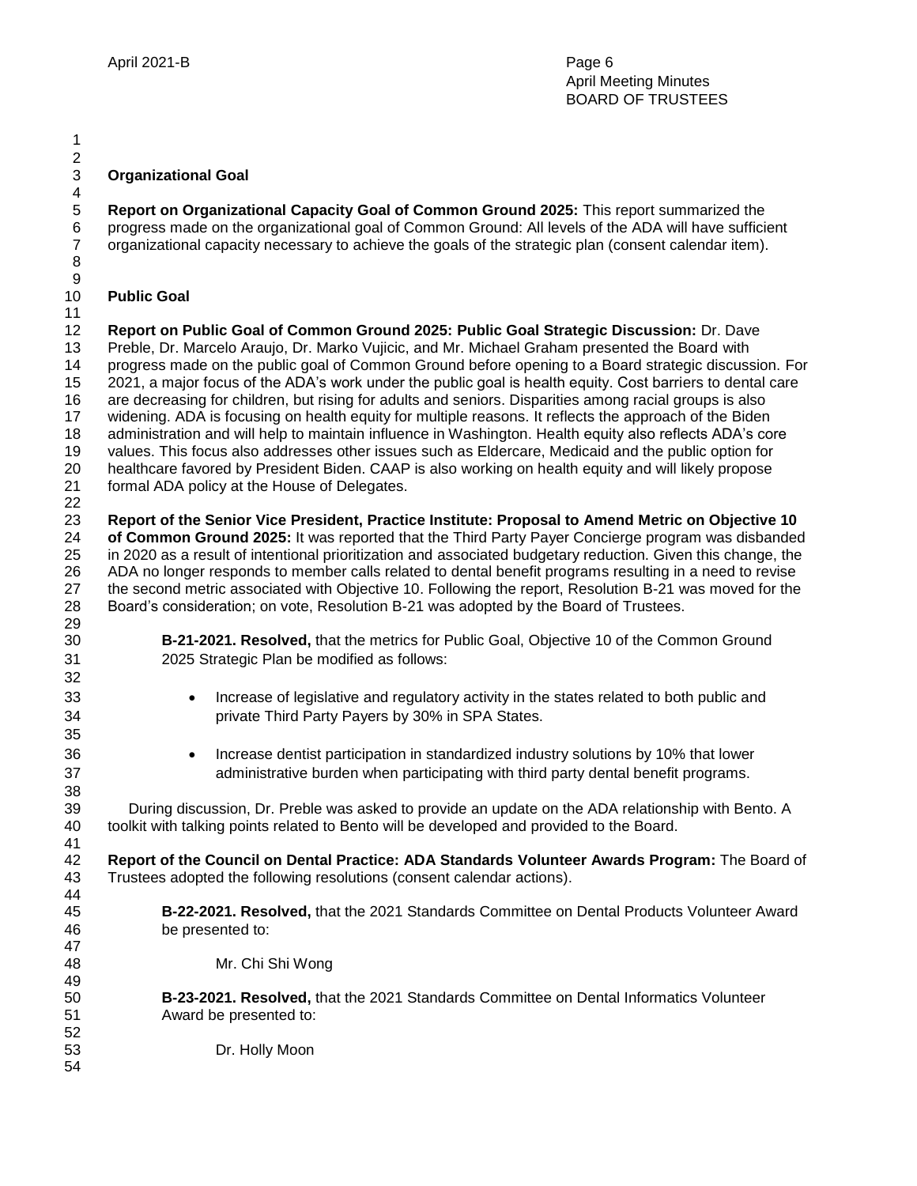**Organizational Goal**

**Report on Organizational Capacity Goal of Common Ground 2025:** This report summarized the progress made on the organizational goal of Common Ground: All levels of the ADA will have sufficient organizational capacity necessary to achieve the goals of the strategic plan (consent calendar item).

**Public Goal**

**Report on Public Goal of Common Ground 2025: Public Goal Strategic Discussion:** Dr. Dave Preble, Dr. Marcelo Araujo, Dr. Marko Vujicic, and Mr. Michael Graham presented the Board with progress made on the public goal of Common Ground before opening to a Board strategic discussion. For 2021, a major focus of the ADA's work under the public goal is health equity. Cost barriers to dental care are decreasing for children, but rising for adults and seniors. Disparities among racial groups is also widening. ADA is focusing on health equity for multiple reasons. It reflects the approach of the Biden administration and will help to maintain influence in Washington. Health equity also reflects ADA's core values. This focus also addresses other issues such as Eldercare, Medicaid and the public option for healthcare favored by President Biden. CAAP is also working on health equity and will likely propose formal ADA policy at the House of Delegates.

**Report of the Senior Vice President, Practice Institute: Proposal to Amend Metric on Objective 10 of Common Ground 2025:** It was reported that the Third Party Payer Concierge program was disbanded in 2020 as a result of intentional prioritization and associated budgetary reduction. Given this change, the ADA no longer responds to member calls related to dental benefit programs resulting in a need to revise the second metric associated with Objective 10. Following the report, Resolution B-21 was moved for the Board's consideration; on vote, Resolution B-21 was adopted by the Board of Trustees.

> **B-21-2021. Resolved,** that the metrics for Public Goal, Objective 10 of the Common Ground 2025 Strategic Plan be modified as follows:
>
> - Increase of legislative and regulatory activity in the states related to both public and private Third Party Payers by 30% in SPA States.
>
> - Increase dentist participation in standardized industry solutions by 10% that lower administrative burden when participating with third party dental benefit programs.

During discussion, Dr. Preble was asked to provide an update on the ADA relationship with Bento. A toolkit with talking points related to Bento will be developed and provided to the Board.

**Report of the Council on Dental Practice: ADA Standards Volunteer Awards Program:** The Board of Trustees adopted the following resolutions (consent calendar actions).

> **B-22-2021. Resolved,** that the 2021 Standards Committee on Dental Products Volunteer Award be presented to:
>
> Mr. Chi Shi Wong

> **B-23-2021. Resolved,** that the 2021 Standards Committee on Dental Informatics Volunteer Award be presented to:
>
> Dr. Holly Moon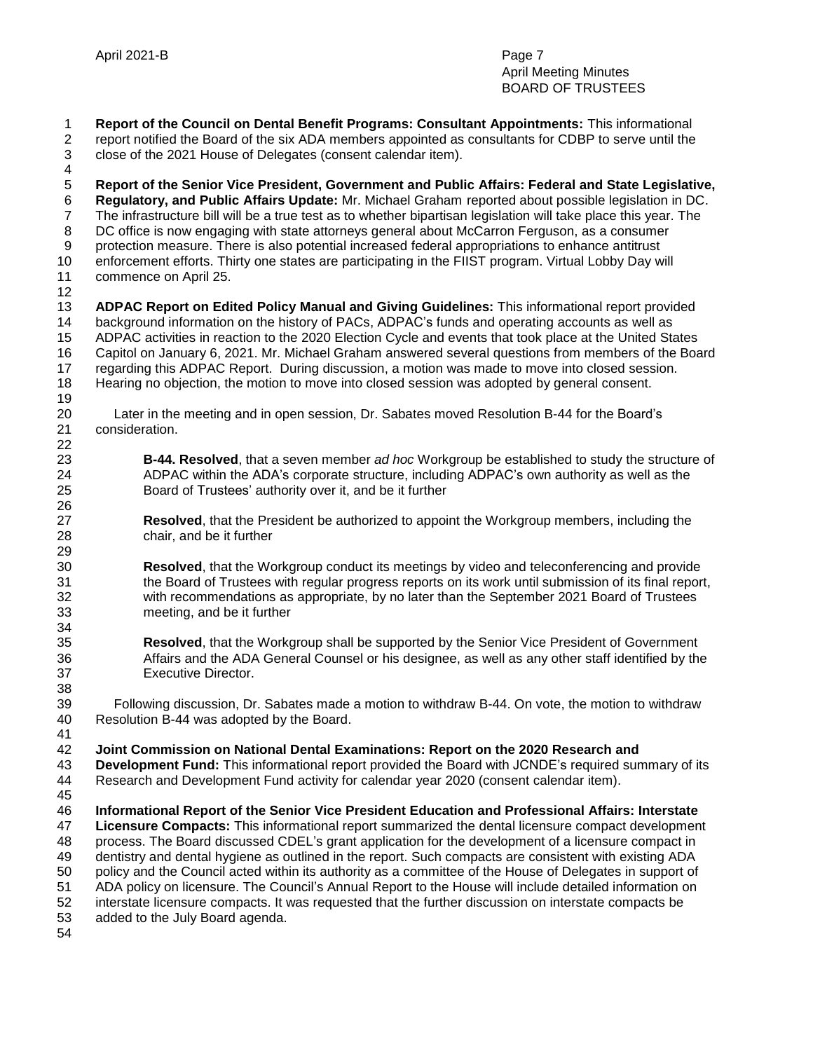**Report of the Council on Dental Benefit Programs: Consultant Appointments:** This informational report notified the Board of the six ADA members appointed as consultants for CDBP to serve until the close of the 2021 House of Delegates (consent calendar item).

**Report of the Senior Vice President, Government and Public Affairs: Federal and State Legislative, Regulatory, and Public Affairs Update:** Mr. Michael Graham reported about possible legislation in DC. The infrastructure bill will be a true test as to whether bipartisan legislation will take place this year. The DC office is now engaging with state attorneys general about McCarron Ferguson, as a consumer protection measure. There is also potential increased federal appropriations to enhance antitrust enforcement efforts. Thirty one states are participating in the FIIST program. Virtual Lobby Day will commence on April 25.

**ADPAC Report on Edited Policy Manual and Giving Guidelines:** This informational report provided background information on the history of PACs, ADPAC's funds and operating accounts as well as ADPAC activities in reaction to the 2020 Election Cycle and events that took place at the United States Capitol on January 6, 2021. Mr. Michael Graham answered several questions from members of the Board regarding this ADPAC Report. During discussion, a motion was made to move into closed session. Hearing no objection, the motion to move into closed session was adopted by general consent.

Later in the meeting and in open session, Dr. Sabates moved Resolution B-44 for the Board's consideration.

> **B-44. Resolved**, that a seven member *ad hoc* Workgroup be established to study the structure of ADPAC within the ADA's corporate structure, including ADPAC's own authority as well as the Board of Trustees' authority over it, and be it further
>
> **Resolved**, that the President be authorized to appoint the Workgroup members, including the chair, and be it further
>
> **Resolved**, that the Workgroup conduct its meetings by video and teleconferencing and provide the Board of Trustees with regular progress reports on its work until submission of its final report, with recommendations as appropriate, by no later than the September 2021 Board of Trustees meeting, and be it further
>
> **Resolved**, that the Workgroup shall be supported by the Senior Vice President of Government Affairs and the ADA General Counsel or his designee, as well as any other staff identified by the Executive Director.

Following discussion, Dr. Sabates made a motion to withdraw B-44. On vote, the motion to withdraw Resolution B-44 was adopted by the Board.

**Joint Commission on National Dental Examinations: Report on the 2020 Research and Development Fund:** This informational report provided the Board with JCNDE's required summary of its Research and Development Fund activity for calendar year 2020 (consent calendar item).

**Informational Report of the Senior Vice President Education and Professional Affairs: Interstate Licensure Compacts:** This informational report summarized the dental licensure compact development process. The Board discussed CDEL's grant application for the development of a licensure compact in dentistry and dental hygiene as outlined in the report. Such compacts are consistent with existing ADA policy and the Council acted within its authority as a committee of the House of Delegates in support of ADA policy on licensure. The Council's Annual Report to the House will include detailed information on interstate licensure compacts. It was requested that the further discussion on interstate compacts be added to the July Board agenda.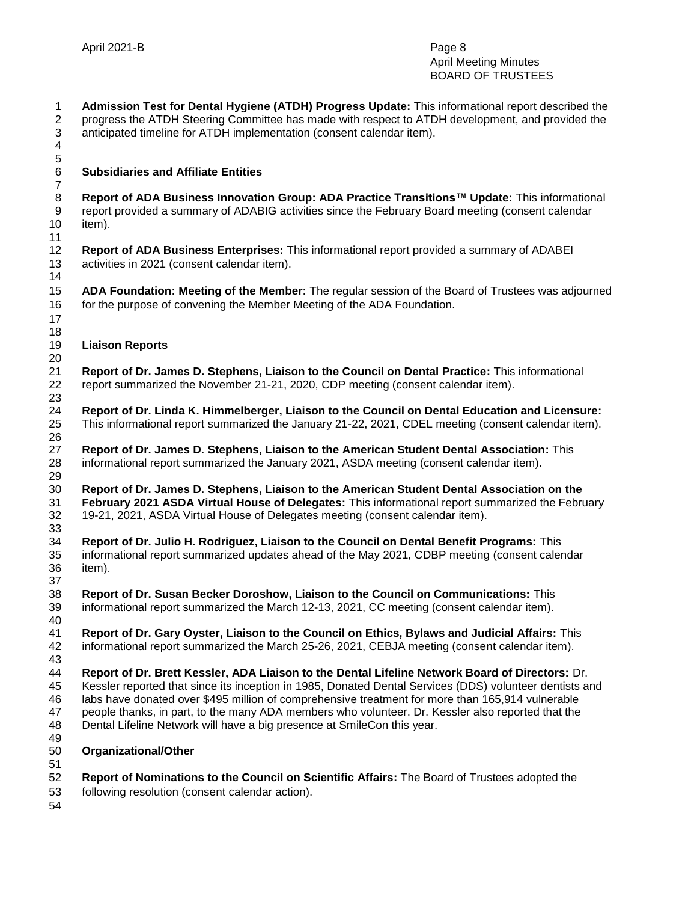**Admission Test for Dental Hygiene (ATDH) Progress Update:** This informational report described the progress the ATDH Steering Committee has made with respect to ATDH development, and provided the anticipated timeline for ATDH implementation (consent calendar item).

## Subsidiaries and Affiliate Entities

**Report of ADA Business Innovation Group: ADA Practice Transitions™ Update:** This informational report provided a summary of ADABIG activities since the February Board meeting (consent calendar item).

**Report of ADA Business Enterprises:** This informational report provided a summary of ADABEI activities in 2021 (consent calendar item).

**ADA Foundation: Meeting of the Member:** The regular session of the Board of Trustees was adjourned for the purpose of convening the Member Meeting of the ADA Foundation.

## Liaison Reports

**Report of Dr. James D. Stephens, Liaison to the Council on Dental Practice:** This informational report summarized the November 21-21, 2020, CDP meeting (consent calendar item).

**Report of Dr. Linda K. Himmelberger, Liaison to the Council on Dental Education and Licensure:** This informational report summarized the January 21-22, 2021, CDEL meeting (consent calendar item).

**Report of Dr. James D. Stephens, Liaison to the American Student Dental Association:** This informational report summarized the January 2021, ASDA meeting (consent calendar item).

**Report of Dr. James D. Stephens, Liaison to the American Student Dental Association on the February 2021 ASDA Virtual House of Delegates:** This informational report summarized the February 19-21, 2021, ASDA Virtual House of Delegates meeting (consent calendar item).

**Report of Dr. Julio H. Rodriguez, Liaison to the Council on Dental Benefit Programs:** This informational report summarized updates ahead of the May 2021, CDBP meeting (consent calendar item).

**Report of Dr. Susan Becker Doroshow, Liaison to the Council on Communications:** This informational report summarized the March 12-13, 2021, CC meeting (consent calendar item).

**Report of Dr. Gary Oyster, Liaison to the Council on Ethics, Bylaws and Judicial Affairs:** This informational report summarized the March 25-26, 2021, CEBJA meeting (consent calendar item).

**Report of Dr. Brett Kessler, ADA Liaison to the Dental Lifeline Network Board of Directors:** Dr. Kessler reported that since its inception in 1985, Donated Dental Services (DDS) volunteer dentists and labs have donated over $495 million of comprehensive treatment for more than 165,914 vulnerable people thanks, in part, to the many ADA members who volunteer. Dr. Kessler also reported that the Dental Lifeline Network will have a big presence at SmileCon this year.

## Organizational/Other

**Report of Nominations to the Council on Scientific Affairs:** The Board of Trustees adopted the following resolution (consent calendar action).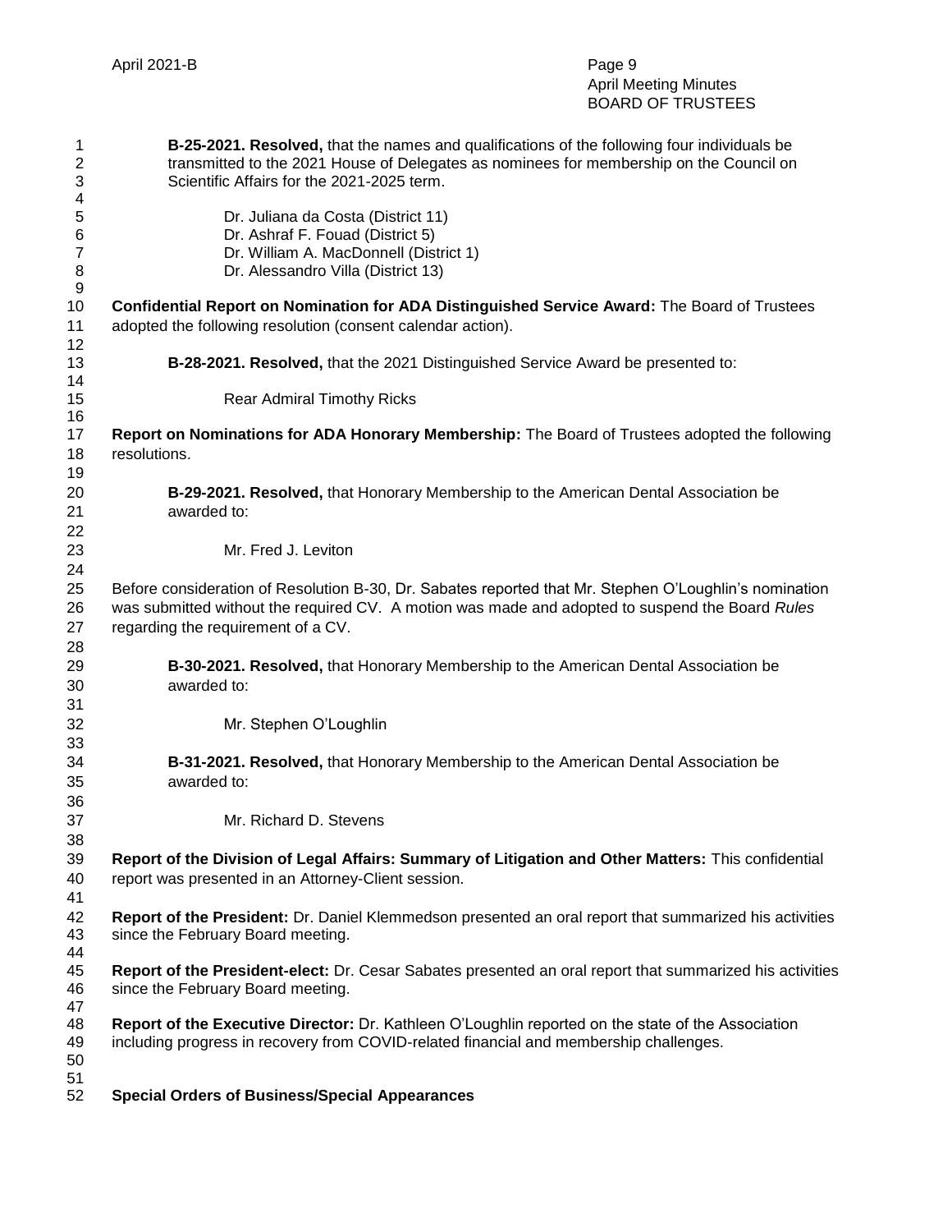**B-25-2021. Resolved,** that the names and qualifications of the following four individuals be transmitted to the 2021 House of Delegates as nominees for membership on the Council on Scientific Affairs for the 2021-2025 term.

Dr. Juliana da Costa (District 11)
Dr. Ashraf F. Fouad (District 5)
Dr. William A. MacDonnell (District 1)
Dr. Alessandro Villa (District 13)

**Confidential Report on Nomination for ADA Distinguished Service Award:** The Board of Trustees adopted the following resolution (consent calendar action).

**B-28-2021. Resolved,** that the 2021 Distinguished Service Award be presented to:

Rear Admiral Timothy Ricks

**Report on Nominations for ADA Honorary Membership:** The Board of Trustees adopted the following resolutions.

**B-29-2021. Resolved,** that Honorary Membership to the American Dental Association be awarded to:

Mr. Fred J. Leviton

Before consideration of Resolution B-30, Dr. Sabates reported that Mr. Stephen O'Loughlin's nomination was submitted without the required CV. A motion was made and adopted to suspend the Board *Rules* regarding the requirement of a CV.

**B-30-2021. Resolved,** that Honorary Membership to the American Dental Association be awarded to:

Mr. Stephen O'Loughlin

**B-31-2021. Resolved,** that Honorary Membership to the American Dental Association be awarded to:

Mr. Richard D. Stevens

**Report of the Division of Legal Affairs: Summary of Litigation and Other Matters:** This confidential report was presented in an Attorney-Client session.

**Report of the President:** Dr. Daniel Klemmedson presented an oral report that summarized his activities since the February Board meeting.

**Report of the President-elect:** Dr. Cesar Sabates presented an oral report that summarized his activities since the February Board meeting.

**Report of the Executive Director:** Dr. Kathleen O'Loughlin reported on the state of the Association including progress in recovery from COVID-related financial and membership challenges.

**Special Orders of Business/Special Appearances**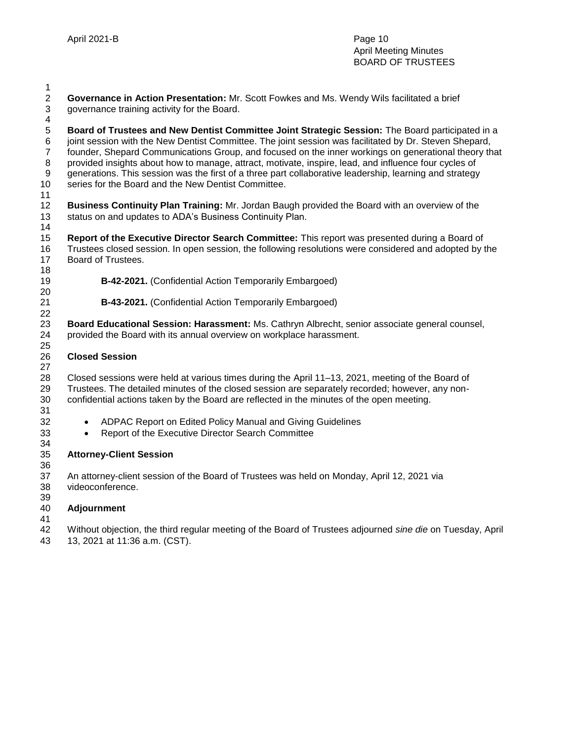**Governance in Action Presentation:** Mr. Scott Fowkes and Ms. Wendy Wils facilitated a brief governance training activity for the Board.

**Board of Trustees and New Dentist Committee Joint Strategic Session:** The Board participated in a joint session with the New Dentist Committee. The joint session was facilitated by Dr. Steven Shepard, founder, Shepard Communications Group, and focused on the inner workings on generational theory that provided insights about how to manage, attract, motivate, inspire, lead, and influence four cycles of generations. This session was the first of a three part collaborative leadership, learning and strategy series for the Board and the New Dentist Committee.

**Business Continuity Plan Training:** Mr. Jordan Baugh provided the Board with an overview of the status on and updates to ADA's Business Continuity Plan.

**Report of the Executive Director Search Committee:** This report was presented during a Board of Trustees closed session. In open session, the following resolutions were considered and adopted by the Board of Trustees.

**B-42-2021.** (Confidential Action Temporarily Embargoed)

**B-43-2021.** (Confidential Action Temporarily Embargoed)

**Board Educational Session: Harassment:** Ms. Cathryn Albrecht, senior associate general counsel, provided the Board with its annual overview on workplace harassment.

**Closed Session**

Closed sessions were held at various times during the April 11–13, 2021, meeting of the Board of Trustees. The detailed minutes of the closed session are separately recorded; however, any non-confidential actions taken by the Board are reflected in the minutes of the open meeting.

- ADPAC Report on Edited Policy Manual and Giving Guidelines
- Report of the Executive Director Search Committee

**Attorney-Client Session**

An attorney-client session of the Board of Trustees was held on Monday, April 12, 2021 via videoconference.

**Adjournment**

Without objection, the third regular meeting of the Board of Trustees adjourned *sine die* on Tuesday, April 13, 2021 at 11:36 a.m. (CST).